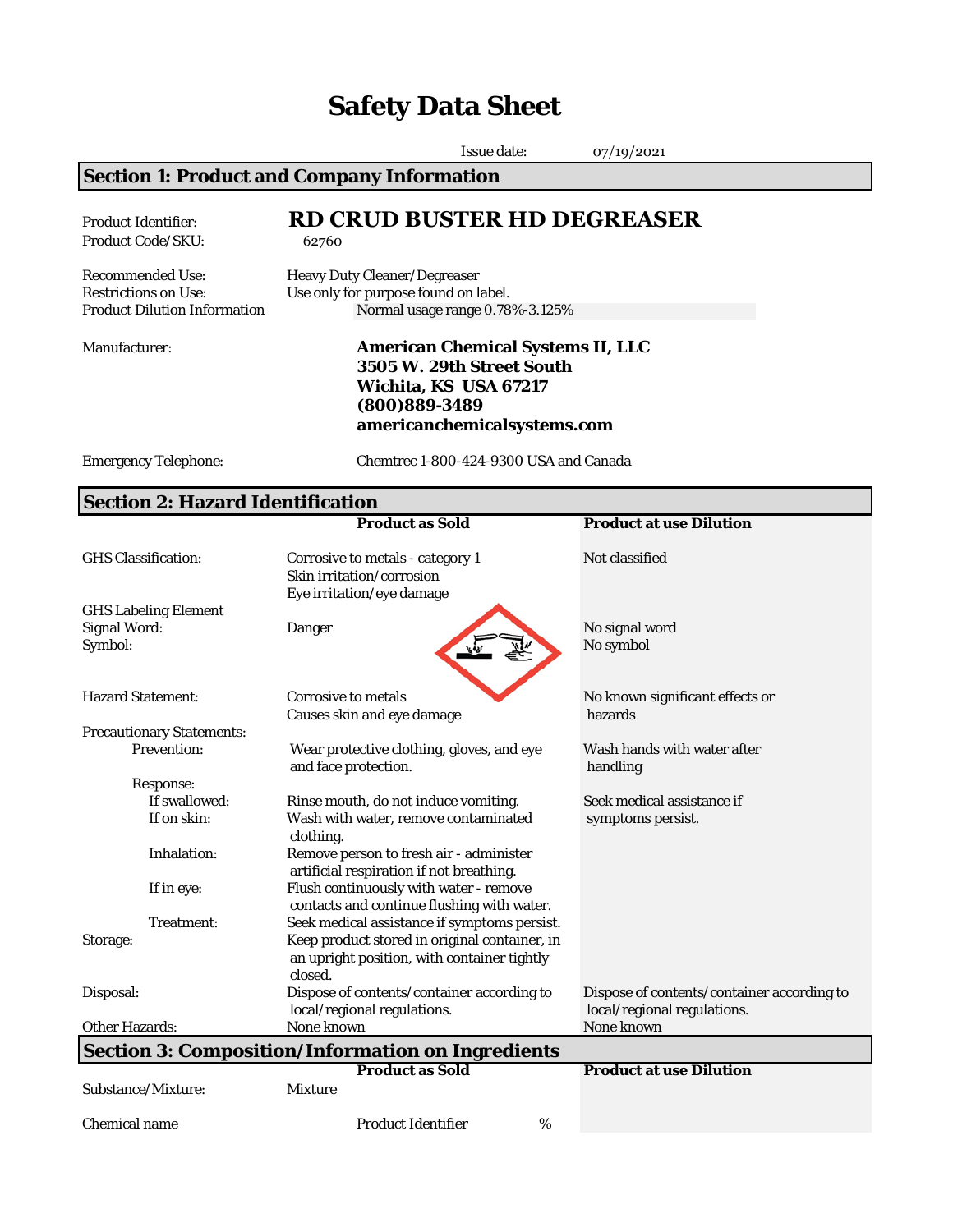# Safety Data Sheet

Issue date: 07/19/2021

## Section 1: Product and Company Information

| | |
|---|---|
| Product Identifier: | **RD CRUD BUSTER HD DEGREASER** |
| Product Code/SKU: | 62760 |
| Recommended Use: | Heavy Duty Cleaner/Degreaser |
| Restrictions on Use: | Use only for purpose found on label. |
| Product Dilution Information | Normal usage range 0.78%-3.125% |
| Manufacturer: | **American Chemical Systems II, LLC**<br>**3505 W. 29th Street South**<br>**Wichita, KS USA 67217**<br>**(800)889-3489**<br>**americanchemicalsystems.com** |
| Emergency Telephone: | Chemtrec 1-800-424-9300 USA and Canada |

## Section 2: Hazard Identification

| | Product as Sold | Product at use Dilution |
|---|---|---|
| GHS Classification: | Corrosive to metals - category 1<br>Skin irritation/corrosion<br>Eye irritation/eye damage | Not classified |
| GHS Labeling Element | | |
| Signal Word: | Danger | No signal word |
| Symbol: | | No symbol |
| Hazard Statement: | Corrosive to metals<br>Causes skin and eye damage | No known significant effects or hazards |
| Precautionary Statements: | | |
| Prevention: | Wear protective clothing, gloves, and eye and face protection. | Wash hands with water after handling |
| Response: | | |
| If swallowed: | Rinse mouth, do not induce vomiting. | Seek medical assistance if symptoms persist. |
| If on skin: | Wash with water, remove contaminated clothing. | |
| Inhalation: | Remove person to fresh air - administer artificial respiration if not breathing. | |
| If in eye: | Flush continuously with water - remove contacts and continue flushing with water. | |
| Treatment: | Seek medical assistance if symptoms persist. | |
| Storage: | Keep product stored in original container, in an upright position, with container tightly closed. | |
| Disposal: | Dispose of contents/container according to local/regional regulations. | Dispose of contents/container according to local/regional regulations. |
| Other Hazards: | None known | None known |

## Section 3: Composition/Information on Ingredients

| | Product as Sold | | Product at use Dilution |
|---|---|---|---|
| Substance/Mixture: | Mixture | | |
| Chemical name | Product Identifier | % | |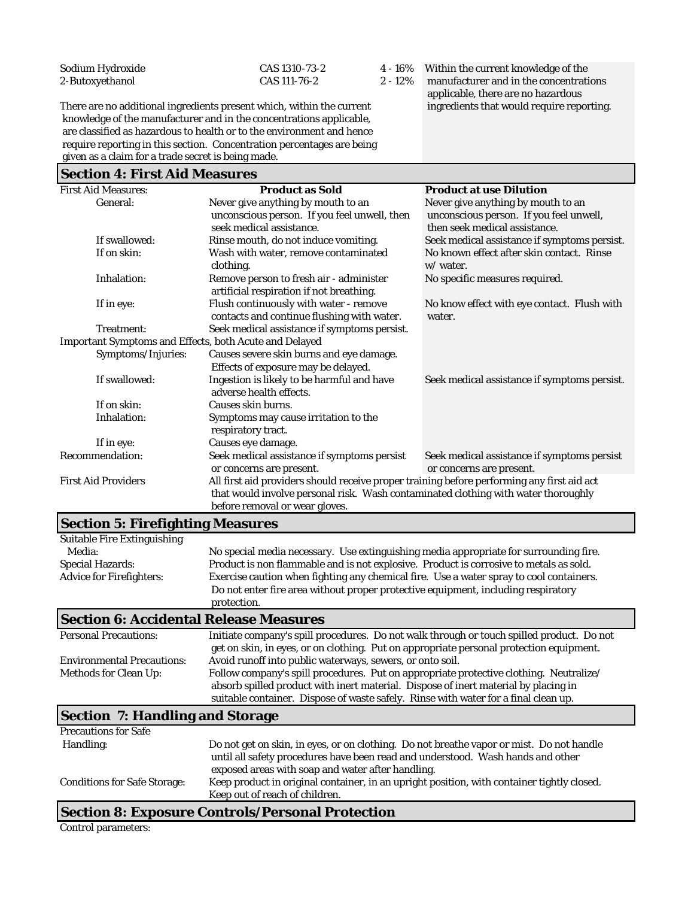| | | | |
|---|---|---|---|
| Sodium Hydroxide | CAS 1310-73-2 | 4 - 16% | Within the current knowledge of the manufacturer and in the concentrations applicable, there are no hazardous ingredients that would require reporting. |
| 2-Butoxyethanol | CAS 111-76-2 | 2 - 12% | |

There are no additional ingredients present which, within the current knowledge of the manufacturer and in the concentrations applicable, are classified as hazardous to health or to the environment and hence require reporting in this section. Concentration percentages are being given as a claim for a trade secret is being made.

## Section 4: First Aid Measures

| First Aid Measures: | Product as Sold | Product at use Dilution |
|---|---|---|
| General: | Never give anything by mouth to an unconscious person. If you feel unwell, then seek medical assistance. | Never give anything by mouth to an unconscious person. If you feel unwell, then seek medical assistance. |
| If swallowed: | Rinse mouth, do not induce vomiting. | Seek medical assistance if symptoms persist. |
| If on skin: | Wash with water, remove contaminated clothing. | No known effect after skin contact. Rinse w/ water. |
| Inhalation: | Remove person to fresh air - administer artificial respiration if not breathing. | No specific measures required. |
| If in eye: | Flush continuously with water - remove contacts and continue flushing with water. | No know effect with eye contact. Flush with water. |
| Treatment: | Seek medical assistance if symptoms persist. | |
| Important Symptoms and Effects, both Acute and Delayed | | |
| Symptoms/Injuries: | Causes severe skin burns and eye damage. Effects of exposure may be delayed. | |
| If swallowed: | Ingestion is likely to be harmful and have adverse health effects. | Seek medical assistance if symptoms persist. |
| If on skin: | Causes skin burns. | |
| Inhalation: | Symptoms may cause irritation to the respiratory tract. | |
| If in eye: | Causes eye damage. | |
| Recommendation: | Seek medical assistance if symptoms persist or concerns are present. | Seek medical assistance if symptoms persist or concerns are present. |

First Aid Providers: All first aid providers should receive proper training before performing any first aid act that would involve personal risk. Wash contaminated clothing with water thoroughly before removal or wear gloves.

## Section 5: Firefighting Measures

**Suitable Fire Extinguishing Media:** No special media necessary. Use extinguishing media appropriate for surrounding fire.

**Special Hazards:** Product is non flammable and is not explosive. Product is corrosive to metals as sold.

**Advice for Firefighters:** Exercise caution when fighting any chemical fire. Use a water spray to cool containers. Do not enter fire area without proper protective equipment, including respiratory protection.

## Section 6: Accidental Release Measures

**Personal Precautions:** Initiate company's spill procedures. Do not walk through or touch spilled product. Do not get on skin, in eyes, or on clothing. Put on appropriate personal protection equipment.

**Environmental Precautions:** Avoid runoff into public waterways, sewers, or onto soil.

**Methods for Clean Up:** Follow company's spill procedures. Put on appropriate protective clothing. Neutralize/ absorb spilled product with inert material. Dispose of inert material by placing in suitable container. Dispose of waste safely. Rinse with water for a final clean up.

## Section 7: Handling and Storage

**Precautions for Safe Handling:** Do not get on skin, in eyes, or on clothing. Do not breathe vapor or mist. Do not handle until all safety procedures have been read and understood. Wash hands and other exposed areas with soap and water after handling.

**Conditions for Safe Storage:** Keep product in original container, in an upright position, with container tightly closed. Keep out of reach of children.

## Section 8: Exposure Controls/Personal Protection

Control parameters: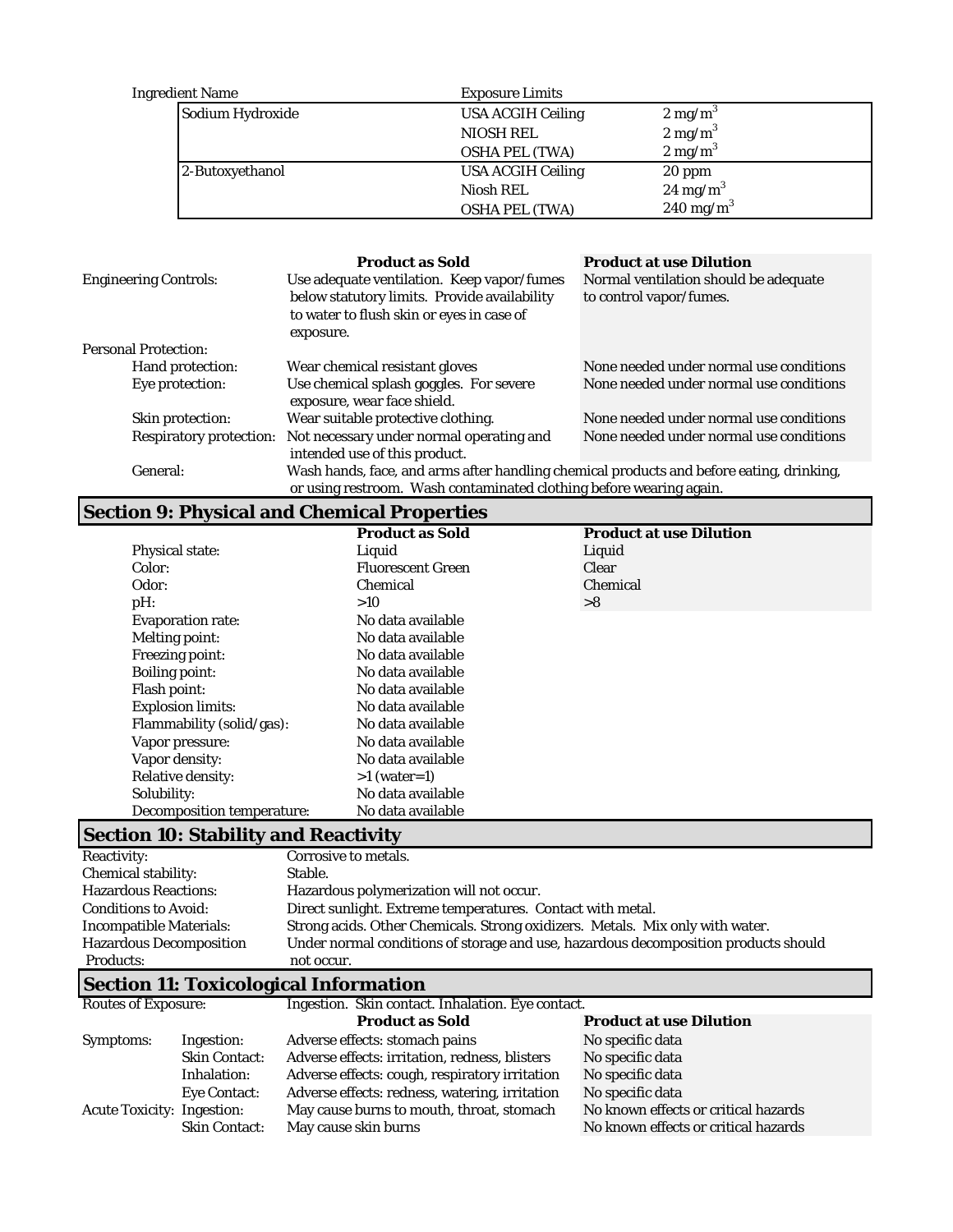| Ingredient Name | Exposure Limits | |
|---|---|---|
| Sodium Hydroxide | USA ACGIH Ceiling | 2 mg/m$^3$ |
| | NIOSH REL | 2 mg/m$^3$ |
| | OSHA PEL (TWA) | 2 mg/m$^3$ |
| 2-Butoxyethanol | USA ACGIH Ceiling | 20 ppm |
| | Niosh REL | 24 mg/m$^3$ |
| | OSHA PEL (TWA) | 240 mg/m$^3$ |

| | Product as Sold | Product at use Dilution |
|---|---|---|
| Engineering Controls: | Use adequate ventilation. Keep vapor/fumes below statutory limits. Provide availability to water to flush skin or eyes in case of exposure. | Normal ventilation should be adequate to control vapor/fumes. |
| Personal Protection: | | |
| Hand protection: | Wear chemical resistant gloves | None needed under normal use conditions |
| Eye protection: | Use chemical splash goggles. For severe exposure, wear face shield. | None needed under normal use conditions |
| Skin protection: | Wear suitable protective clothing. | None needed under normal use conditions |
| Respiratory protection: | Not necessary under normal operating and intended use of this product. | None needed under normal use conditions |
| General: | Wash hands, face, and arms after handling chemical products and before eating, drinking, or using restroom. Wash contaminated clothing before wearing again. | |

## Section 9: Physical and Chemical Properties

| | Product as Sold | Product at use Dilution |
|---|---|---|
| Physical state: | Liquid | Liquid |
| Color: | Fluorescent Green | Clear |
| Odor: | Chemical | Chemical |
| pH: | >10 | >8 |
| Evaporation rate: | No data available | |
| Melting point: | No data available | |
| Freezing point: | No data available | |
| Boiling point: | No data available | |
| Flash point: | No data available | |
| Explosion limits: | No data available | |
| Flammability (solid/gas): | No data available | |
| Vapor pressure: | No data available | |
| Vapor density: | No data available | |
| Relative density: | >1 (water=1) | |
| Solubility: | No data available | |
| Decomposition temperature: | No data available | |

## Section 10: Stability and Reactivity

| | |
|---|---|
| Reactivity: | Corrosive to metals. |
| Chemical stability: | Stable. |
| Hazardous Reactions: | Hazardous polymerization will not occur. |
| Conditions to Avoid: | Direct sunlight. Extreme temperatures. Contact with metal. |
| Incompatible Materials: | Strong acids. Other Chemicals. Strong oxidizers. Metals. Mix only with water. |
| Hazardous Decomposition Products: | Under normal conditions of storage and use, hazardous decomposition products should not occur. |

## Section 11: Toxicological Information

Routes of Exposure: Ingestion. Skin contact. Inhalation. Eye contact.

| | | Product as Sold | Product at use Dilution |
|---|---|---|---|
| Symptoms: | Ingestion: | Adverse effects: stomach pains | No specific data |
| | Skin Contact: | Adverse effects: irritation, redness, blisters | No specific data |
| | Inhalation: | Adverse effects: cough, respiratory irritation | No specific data |
| | Eye Contact: | Adverse effects: redness, watering, irritation | No specific data |
| Acute Toxicity: | Ingestion: | May cause burns to mouth, throat, stomach | No known effects or critical hazards |
| | Skin Contact: | May cause skin burns | No known effects or critical hazards |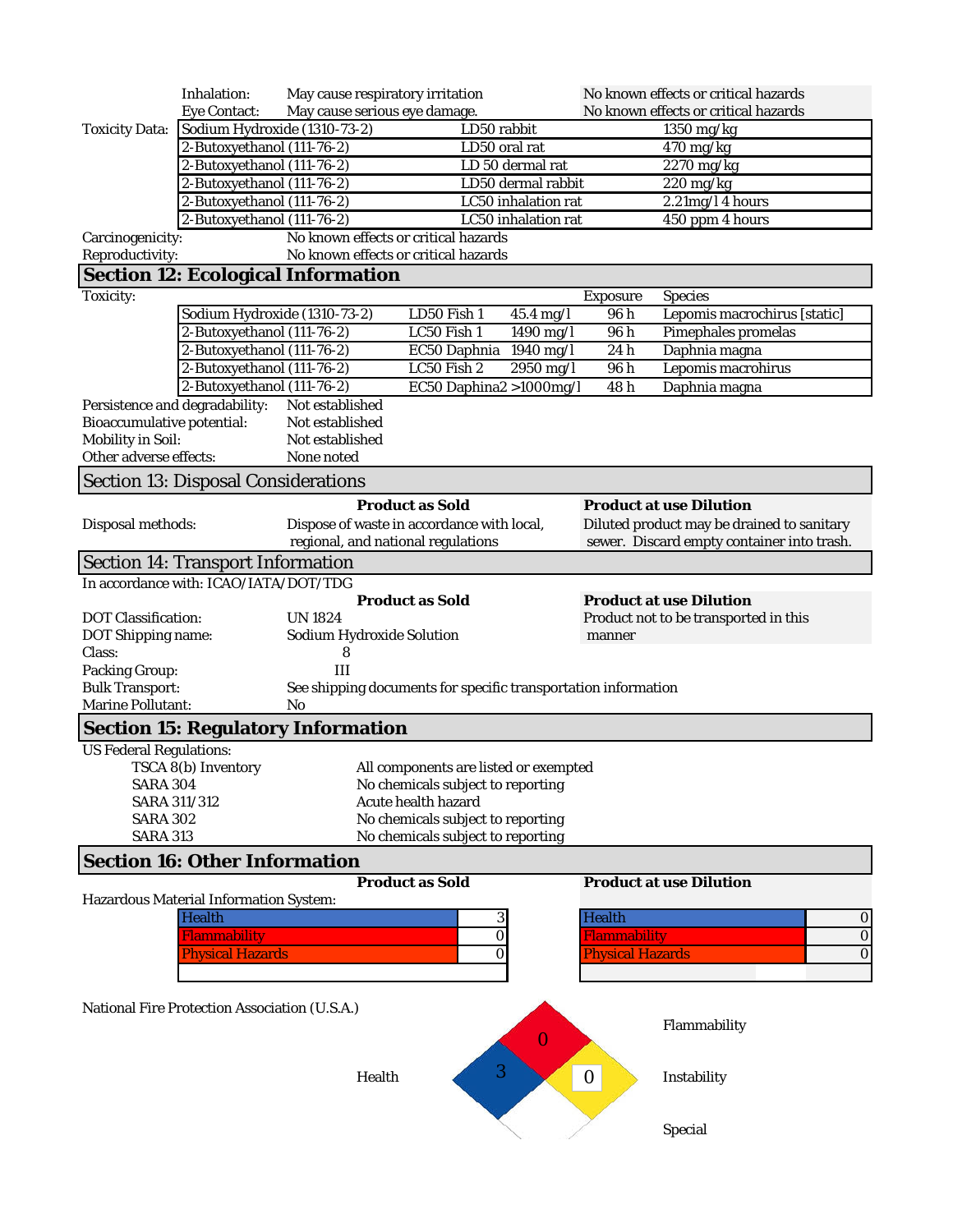| | | | |
|---|---|---|---|
| Inhalation: | May cause respiratory irritation | | No known effects or critical hazards |
| Eye Contact: | May cause serious eye damage. | | No known effects or critical hazards |

**Toxicity Data:**

| Component | Test | Value |
|---|---|---|
| Sodium Hydroxide (1310-73-2) | LD50 rabbit | 1350 mg/kg |
| 2-Butoxyethanol (111-76-2) | LD50 oral rat | 470 mg/kg |
| 2-Butoxyethanol (111-76-2) | LD 50 dermal rat | 2270 mg/kg |
| 2-Butoxyethanol (111-76-2) | LD50 dermal rabbit | 220 mg/kg |
| 2-Butoxyethanol (111-76-2) | LC50 inhalation rat | 2.21mg/l 4 hours |
| 2-Butoxyethanol (111-76-2) | LC50 inhalation rat | 450 ppm 4 hours |

Carcinogenicity: No known effects or critical hazards

Reproductivity: No known effects or critical hazards

## Section 12: Ecological Information

Toxicity:

| Component | Test | Value | Exposure | Species |
|---|---|---|---|---|
| Sodium Hydroxide (1310-73-2) | LD50 Fish 1 | 45.4 mg/l | 96 h | Lepomis macrochirus [static] |
| 2-Butoxyethanol (111-76-2) | LC50 Fish 1 | 1490 mg/l | 96 h | Pimephales promelas |
| 2-Butoxyethanol (111-76-2) | EC50 Daphnia | 1940 mg/l | 24 h | Daphnia magna |
| 2-Butoxyethanol (111-76-2) | LC50 Fish 2 | 2950 mg/l | 96 h | Lepomis macrohirus |
| 2-Butoxyethanol (111-76-2) | EC50 Daphina2 | >1000mg/l | 48 h | Daphnia magna |

Persistence and degradability: Not established

Bioaccumulative potential: Not established

Mobility in Soil: Not established

Other adverse effects: None noted

## Section 13: Disposal Considerations

| | Product as Sold | Product at use Dilution |
|---|---|---|
| Disposal methods: | Dispose of waste in accordance with local, regional, and national regulations | Diluted product may be drained to sanitary sewer. Discard empty container into trash. |

## Section 14: Transport Information

In accordance with: ICAO/IATA/DOT/TDG

| | Product as Sold | Product at use Dilution |
|---|---|---|
| DOT Classification: | UN 1824 | Product not to be transported in this manner |
| DOT Shipping name: | Sodium Hydroxide Solution | |
| Class: | 8 | |
| Packing Group: | III | |
| Bulk Transport: | See shipping documents for specific transportation information | |
| Marine Pollutant: | No | |

## Section 15: Regulatory Information

US Federal Regulations:

| | |
|---|---|
| TSCA 8(b) Inventory | All components are listed or exempted |
| SARA 304 | No chemicals subject to reporting |
| SARA 311/312 | Acute health hazard |
| SARA 302 | No chemicals subject to reporting |
| SARA 313 | No chemicals subject to reporting |

## Section 16: Other Information

Hazardous Material Information System:

| | Product as Sold | Product at use Dilution |
|---|---|---|
| Health | 3 | 0 |
| Flammability | 0 | 0 |
| Physical Hazards | 0 | 0 |

National Fire Protection Association (U.S.A.)

| | |
|---|---|
| Health | 3 |
| Flammability | 0 |
| Instability | 0 |
| Special | |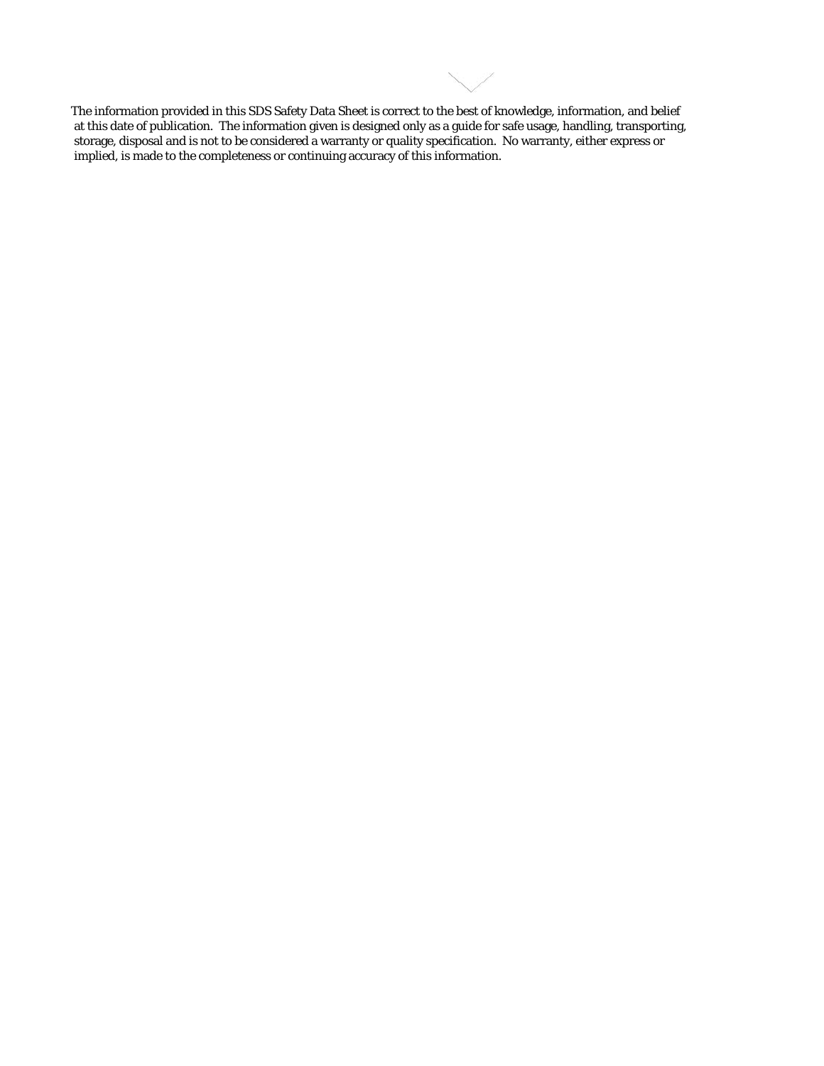The information provided in this SDS Safety Data Sheet is correct to the best of knowledge, information, and belief at this date of publication. The information given is designed only as a guide for safe usage, handling, transporting, storage, disposal and is not to be considered a warranty or quality specification. No warranty, either express or implied, is made to the completeness or continuing accuracy of this information.